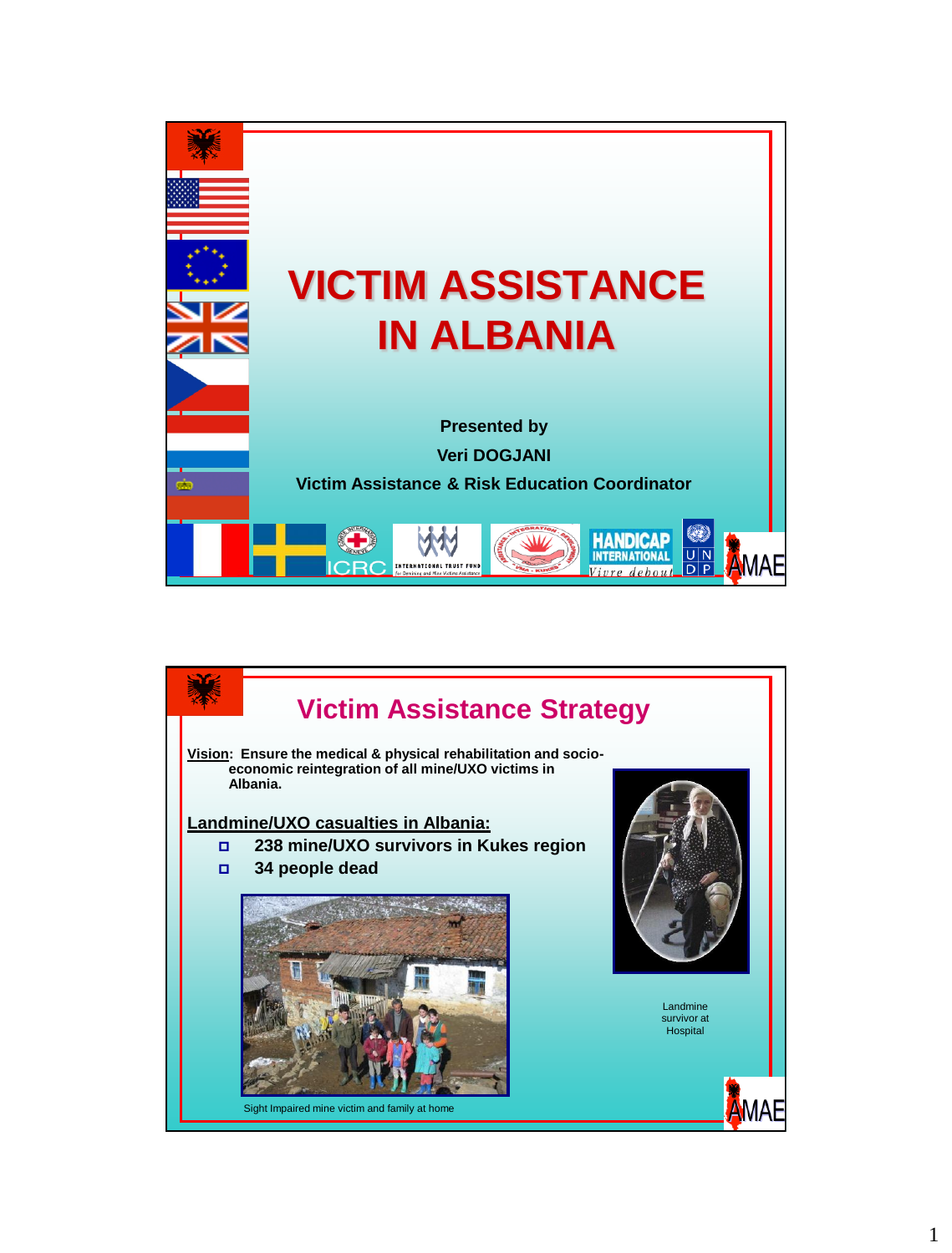# VICTIM ASSISTANCE IN ALBANIA

**Presented by**

**Veri DOGJANI**

**Victim Assistance & Risk Education Coordinator**

ICRC

INTERNATIONAL TRUST FUND for Demining and Mine Victims Assistance

HANDICAP INTERNATIONAL *Vivre debout*

UNDP

AMAE

## Victim Assistance Strategy

**Vision: Ensure the medical & physical rehabilitation and socio-economic reintegration of all mine/UXO victims in Albania.**

**Landmine/UXO casualties in Albania:**

- **238 mine/UXO survivors in Kukes region**
- **34 people dead**

Sight Impaired mine victim and family at home

Landmine survivor at Hospital

AMAE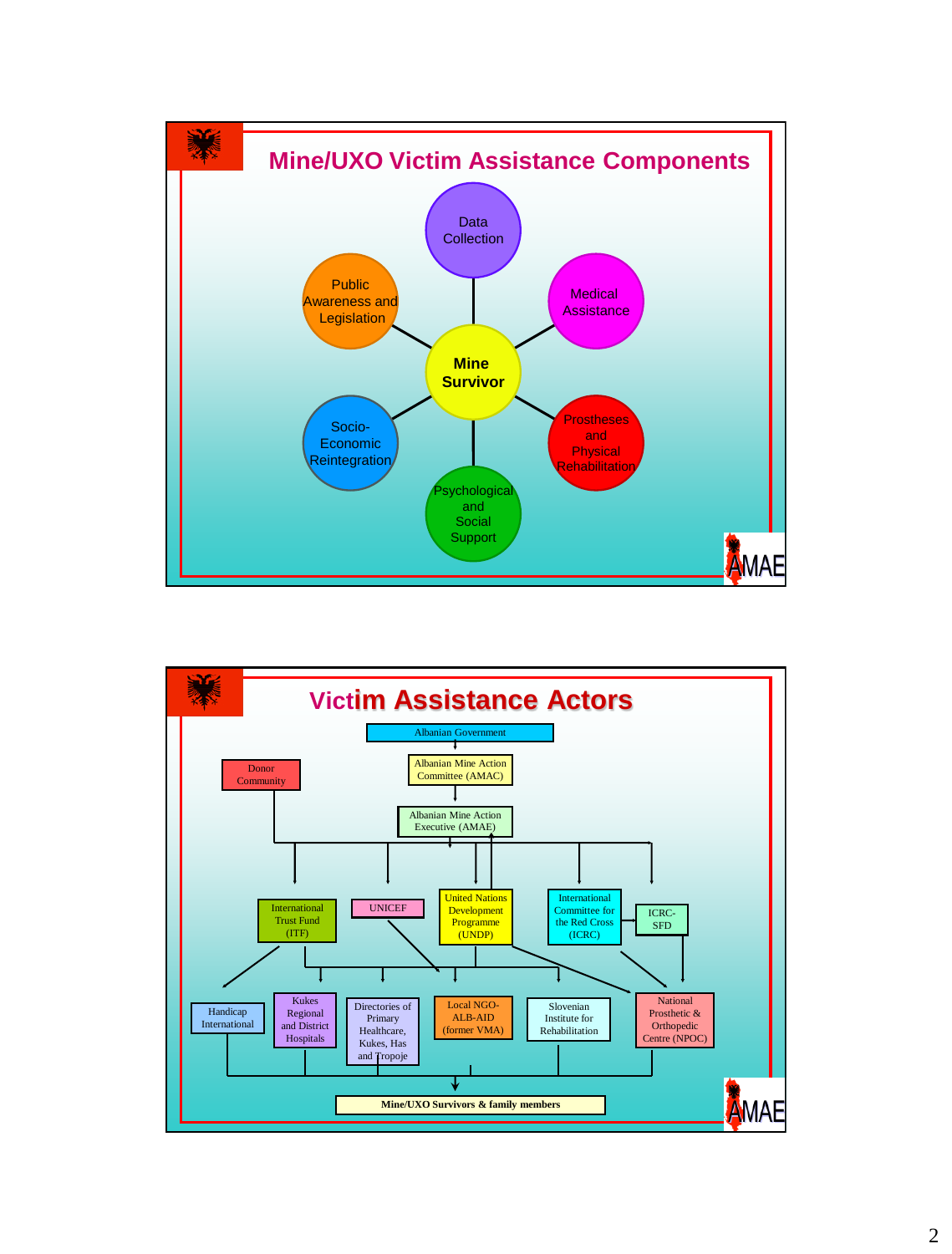# Mine/UXO Victim Assistance Components

- Data Collection
- Medical Assistance
- Prostheses and Physical Rehabilitation
- Psychological and Social Support
- Socio-Economic Reintegration
- Public Awareness and Legislation

Mine Survivor

AMAE

# Victim Assistance Actors

- Albanian Government
- Albanian Mine Action Committee (AMAC)
- Albanian Mine Action Executive (AMAE)
- Donor Community
- International Trust Fund (ITF)
- UNICEF
- United Nations Development Programme (UNDP)
- International Committee for the Red Cross (ICRC)
- ICRC-SFD
- Handicap International
- Kukes Regional and District Hospitals
- Directories of Primary Healthcare, Kukes, Has and Tropoje
- Local NGO-ALB-AID (former VMA)
- Slovenian Institute for Rehabilitation
- National Prosthetic & Orthopedic Centre (NPOC)

**Mine/UXO Survivors & family members**

AMAE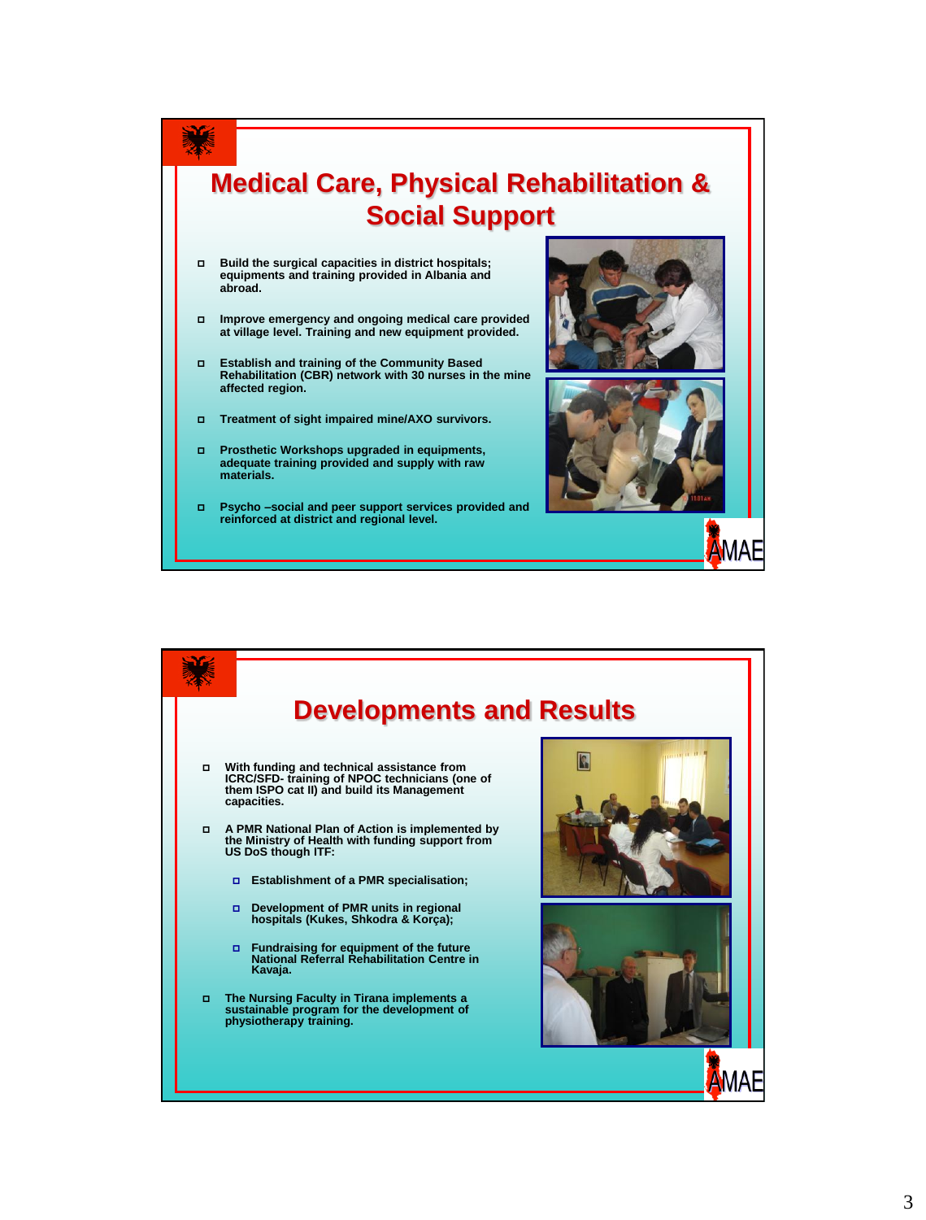## Medical Care, Physical Rehabilitation & Social Support

- Build the surgical capacities in district hospitals; equipments and training provided in Albania and abroad.
- Improve emergency and ongoing medical care provided at village level. Training and new equipment provided.
- Establish and training of the Community Based Rehabilitation (CBR) network with 30 nurses in the mine affected region.
- Treatment of sight impaired mine/AXO survivors.
- Prosthetic Workshops upgraded in equipments, adequate training provided and supply with raw materials.
- Psycho –social and peer support services provided and reinforced at district and regional level.

AMAE

## Developments and Results

- With funding and technical assistance from ICRC/SFD- training of NPOC technicians (one of them ISPO cat II) and build its Management capacities.
- A PMR National Plan of Action is implemented by the Ministry of Health with funding support from US DoS though ITF:
  - Establishment of a PMR specialisation;
  - Development of PMR units in regional hospitals (Kukes, Shkodra & Korça);
  - Fundraising for equipment of the future National Referral Rehabilitation Centre in Kavaja.
- The Nursing Faculty in Tirana implements a sustainable program for the development of physiotherapy training.

AMAE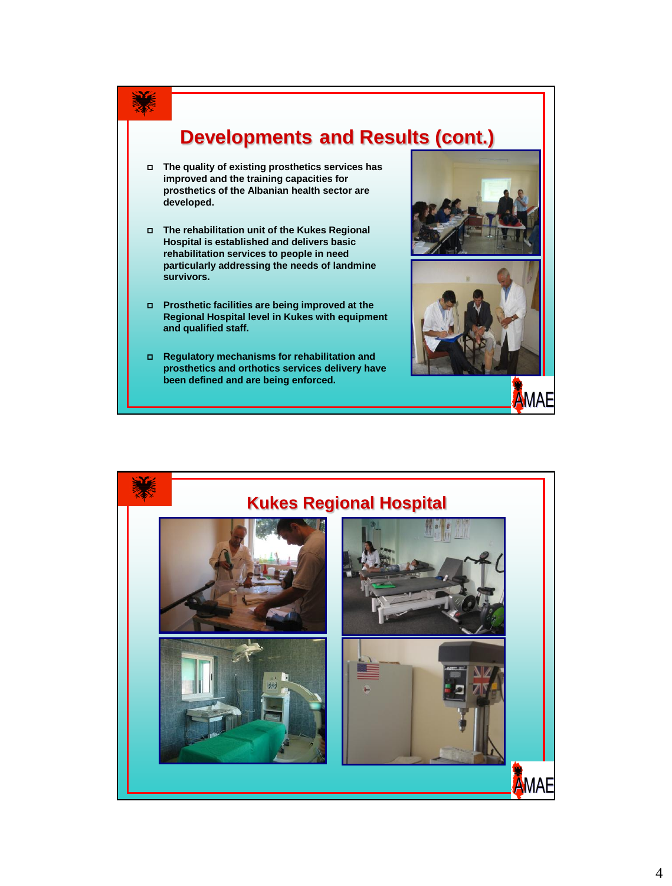## Developments and Results (cont.)

- The quality of existing prosthetics services has improved and the training capacities for prosthetics of the Albanian health sector are developed.
- The rehabilitation unit of the Kukes Regional Hospital is established and delivers basic rehabilitation services to people in need particularly addressing the needs of landmine survivors.
- Prosthetic facilities are being improved at the Regional Hospital level in Kukes with equipment and qualified staff.
- Regulatory mechanisms for rehabilitation and prosthetics and orthotics services delivery have been defined and are being enforced.

AMAE

## Kukes Regional Hospital

AMAE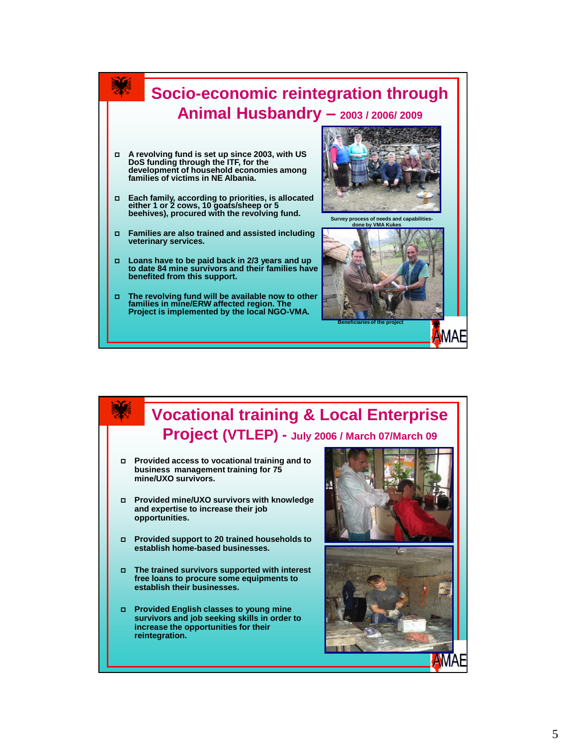## Socio-economic reintegration through Animal Husbandry – 2003 / 2006/ 2009

- A revolving fund is set up since 2003, with US DoS funding through the ITF, for the development of household economies among families of victims in NE Albania.
- Each family, according to priorities, is allocated either 1 or 2 cows, 10 goats/sheep or 5 beehives), procured with the revolving fund.
- Families are also trained and assisted including veterinary services.
- Loans have to be paid back in 2/3 years and up to date 84 mine survivors and their families have benefited from this support.
- The revolving fund will be available now to other families in mine/ERW affected region. The Project is implemented by the local NGO-VMA.

Survey process of needs and capabilities- done by VMA Kukes

Beneficiaries of the project

AMAE

## Vocational training & Local Enterprise Project (VTLEP) - July 2006 / March 07/March 09

- Provided access to vocational training and to business management training for 75 mine/UXO survivors.
- Provided mine/UXO survivors with knowledge and expertise to increase their job opportunities.
- Provided support to 20 trained households to establish home-based businesses.
- The trained survivors supported with interest free loans to procure some equipments to establish their businesses.
- Provided English classes to young mine survivors and job seeking skills in order to increase the opportunities for their reintegration.

AMAE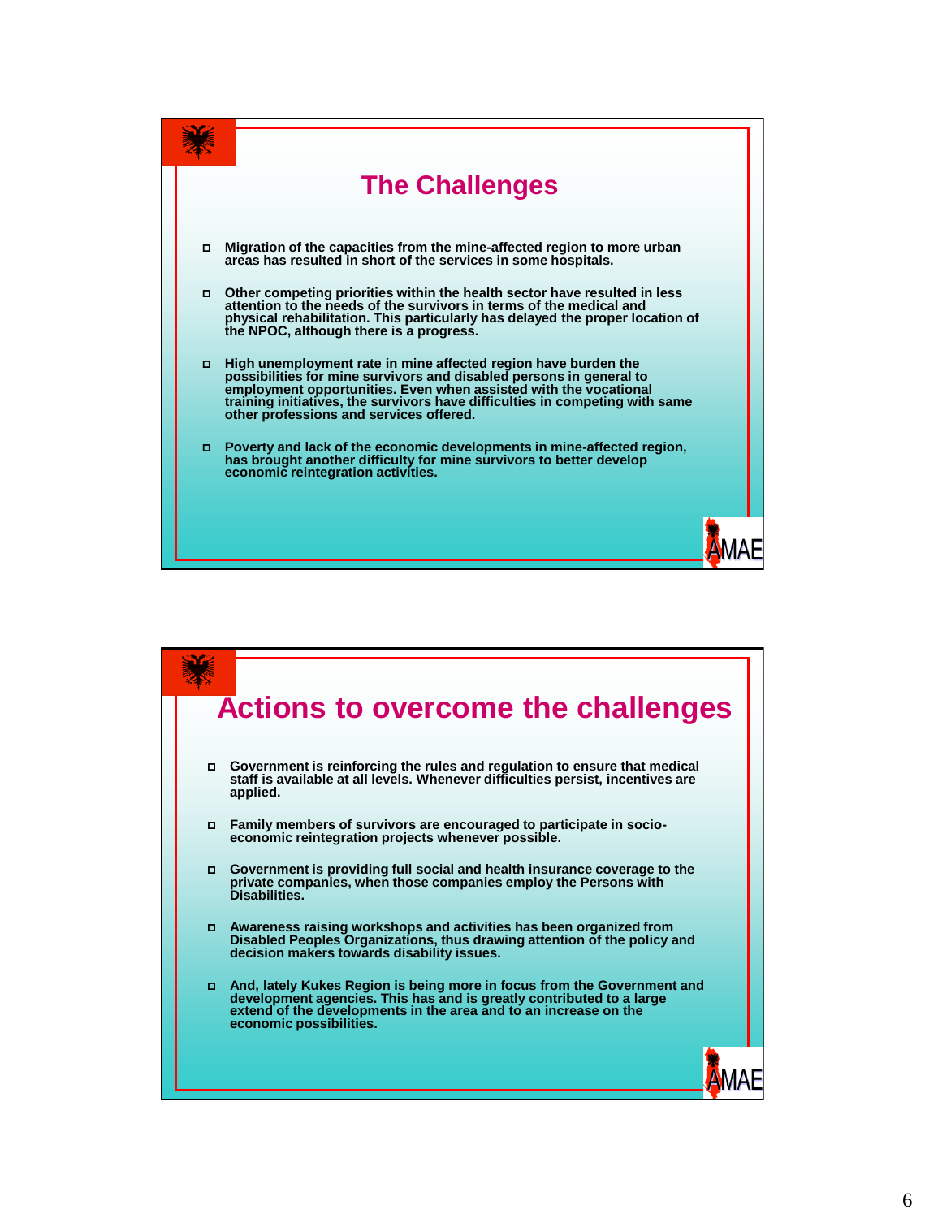## The Challenges

- Migration of the capacities from the mine-affected region to more urban areas has resulted in short of the services in some hospitals.
- Other competing priorities within the health sector have resulted in less attention to the needs of the survivors in terms of the medical and physical rehabilitation. This particularly has delayed the proper location of the NPOC, although there is a progress.
- High unemployment rate in mine affected region have burden the possibilities for mine survivors and disabled persons in general to employment opportunities. Even when assisted with the vocational training initiatives, the survivors have difficulties in competing with same other professions and services offered.
- Poverty and lack of the economic developments in mine-affected region, has brought another difficulty for mine survivors to better develop economic reintegration activities.

AMAE

## Actions to overcome the challenges

- Government is reinforcing the rules and regulation to ensure that medical staff is available at all levels. Whenever difficulties persist, incentives are applied.
- Family members of survivors are encouraged to participate in socio-economic reintegration projects whenever possible.
- Government is providing full social and health insurance coverage to the private companies, when those companies employ the Persons with Disabilities.
- Awareness raising workshops and activities has been organized from Disabled Peoples Organizations, thus drawing attention of the policy and decision makers towards disability issues.
- And, lately Kukes Region is being more in focus from the Government and development agencies. This has and is greatly contributed to a large extend of the developments in the area and to an increase on the economic possibilities.

AMAE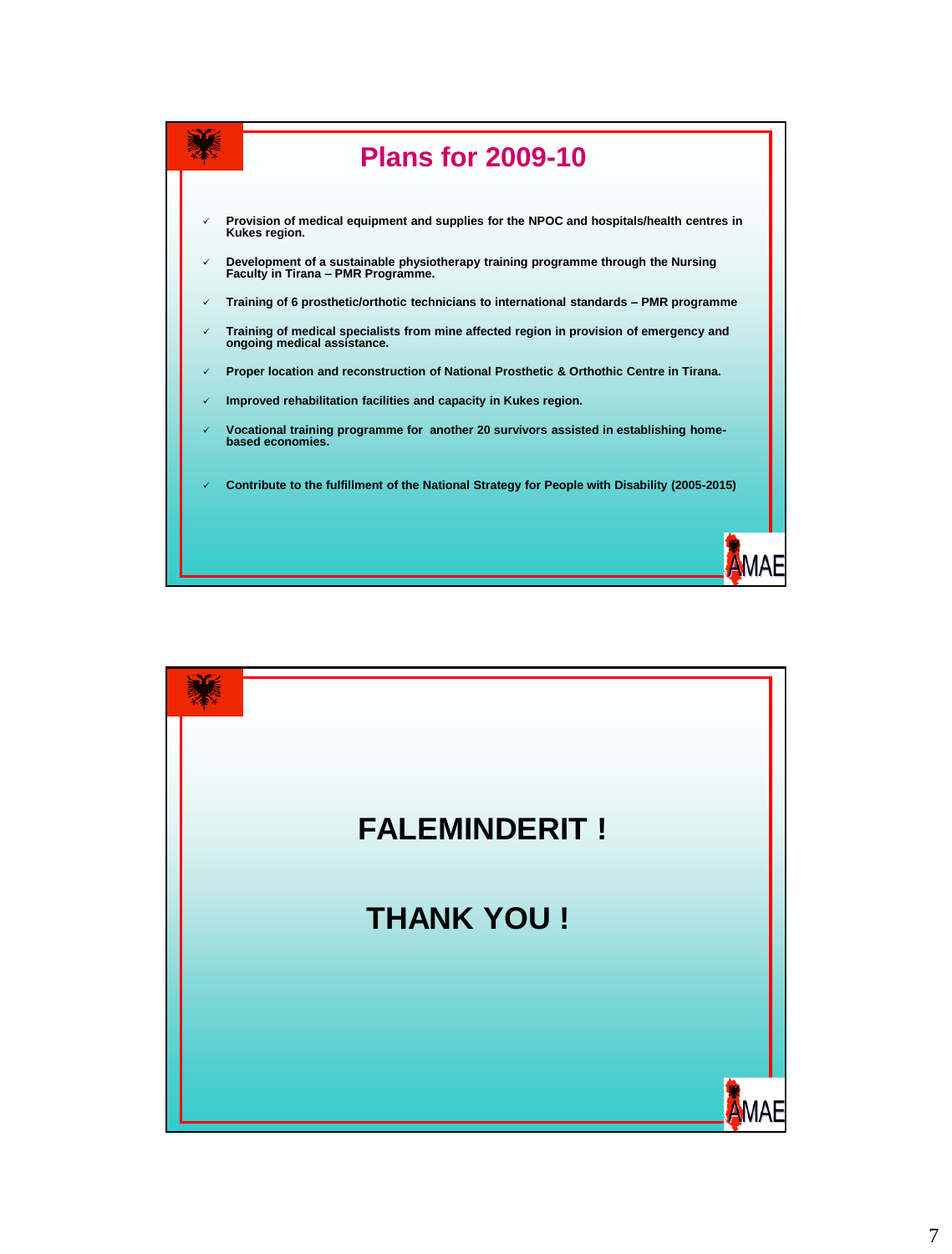## Plans for 2009-10

- Provision of medical equipment and supplies for the NPOC and hospitals/health centres in Kukes region.
- Development of a sustainable physiotherapy training programme through the Nursing Faculty in Tirana – PMR Programme.
- Training of 6 prosthetic/orthotic technicians to international standards – PMR programme
- Training of medical specialists from mine affected region in provision of emergency and ongoing medical assistance.
- Proper location and reconstruction of National Prosthetic & Orthothic Centre in Tirana.
- Improved rehabilitation facilities and capacity in Kukes region.
- Vocational training programme for another 20 survivors assisted in establishing home-based economies.
- Contribute to the fulfillment of the National Strategy for People with Disability (2005-2015)

AMAE

## FALEMINDERIT !

## THANK YOU !

AMAE